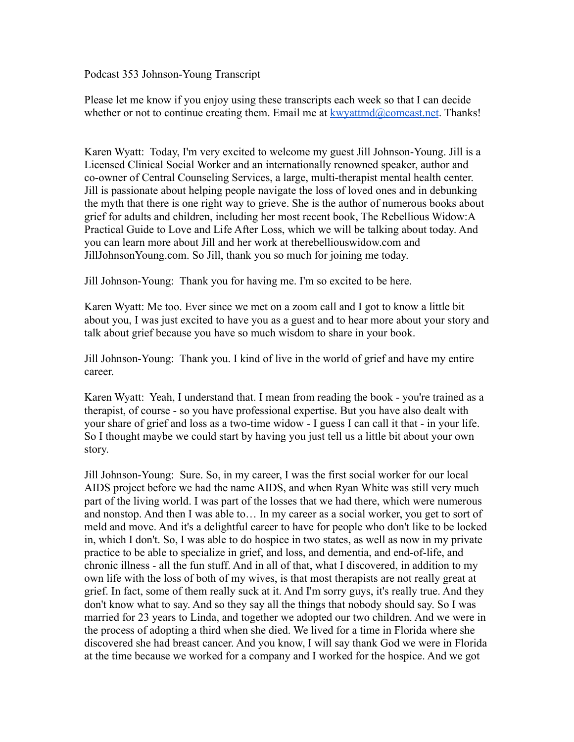Podcast 353 Johnson-Young Transcript

Please let me know if you enjoy using these transcripts each week so that I can decide whether or not to continue creating them. Email me at kwyattmd@comcast.net. Thanks!

Karen Wyatt: Today, I'm very excited to welcome my guest Jill Johnson-Young. Jill is a Licensed Clinical Social Worker and an internationally renowned speaker, author and co-owner of Central Counseling Services, a large, multi-therapist mental health center. Jill is passionate about helping people navigate the loss of loved ones and in debunking the myth that there is one right way to grieve. She is the author of numerous books about grief for adults and children, including her most recent book, The Rebellious Widow:A Practical Guide to Love and Life After Loss, which we will be talking about today. And you can learn more about Jill and her work at therebelliouswidow.com and JillJohnsonYoung.com. So Jill, thank you so much for joining me today.

Jill Johnson-Young: Thank you for having me. I'm so excited to be here.

Karen Wyatt: Me too. Ever since we met on a zoom call and I got to know a little bit about you, I was just excited to have you as a guest and to hear more about your story and talk about grief because you have so much wisdom to share in your book.

Jill Johnson-Young: Thank you. I kind of live in the world of grief and have my entire career.

Karen Wyatt: Yeah, I understand that. I mean from reading the book - you're trained as a therapist, of course - so you have professional expertise. But you have also dealt with your share of grief and loss as a two-time widow - I guess I can call it that - in your life. So I thought maybe we could start by having you just tell us a little bit about your own story.

Jill Johnson-Young: Sure. So, in my career, I was the first social worker for our local AIDS project before we had the name AIDS, and when Ryan White was still very much part of the living world. I was part of the losses that we had there, which were numerous and nonstop. And then I was able to… In my career as a social worker, you get to sort of meld and move. And it's a delightful career to have for people who don't like to be locked in, which I don't. So, I was able to do hospice in two states, as well as now in my private practice to be able to specialize in grief, and loss, and dementia, and end-of-life, and chronic illness - all the fun stuff. And in all of that, what I discovered, in addition to my own life with the loss of both of my wives, is that most therapists are not really great at grief. In fact, some of them really suck at it. And I'm sorry guys, it's really true. And they don't know what to say. And so they say all the things that nobody should say. So I was married for 23 years to Linda, and together we adopted our two children. And we were in the process of adopting a third when she died. We lived for a time in Florida where she discovered she had breast cancer. And you know, I will say thank God we were in Florida at the time because we worked for a company and I worked for the hospice. And we got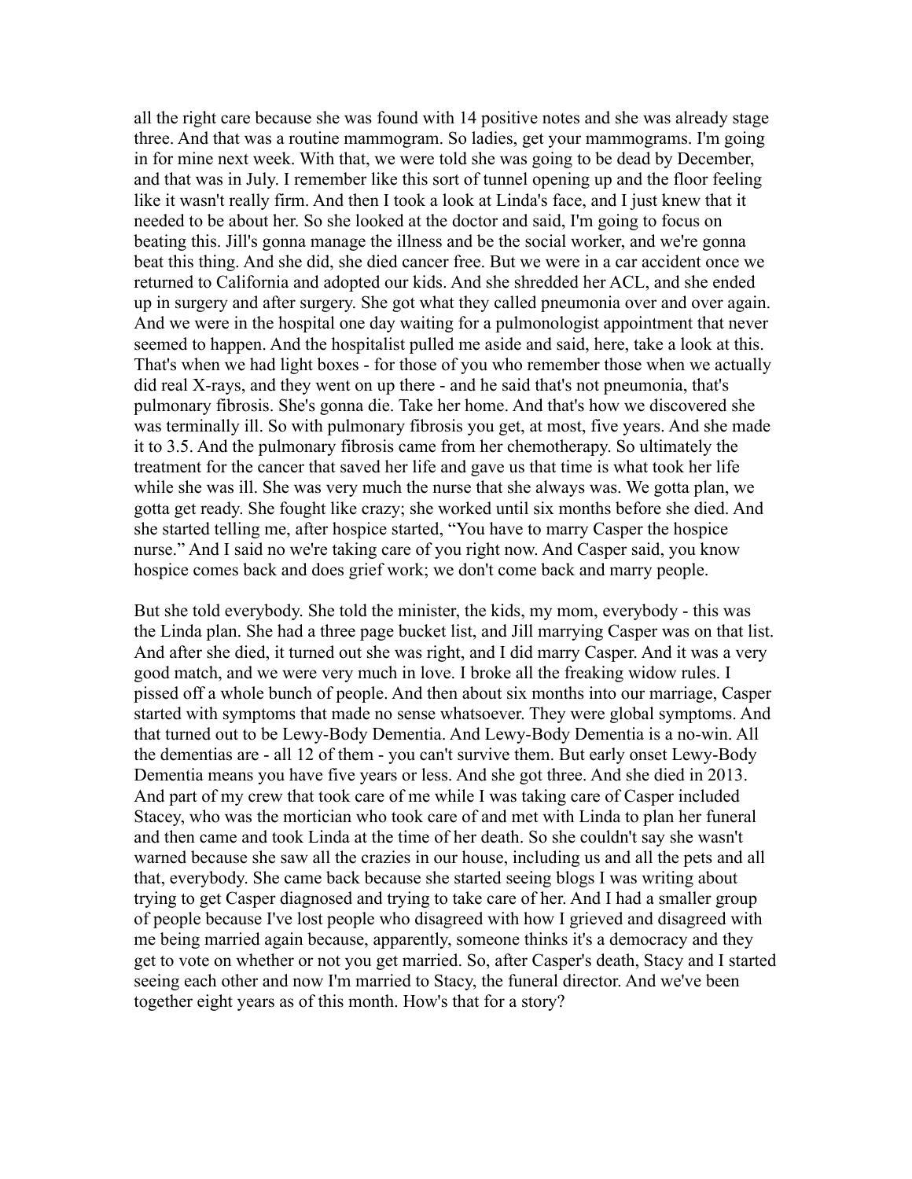all the right care because she was found with 14 positive notes and she was already stage three. And that was a routine mammogram. So ladies, get your mammograms. I'm going in for mine next week. With that, we were told she was going to be dead by December, and that was in July. I remember like this sort of tunnel opening up and the floor feeling like it wasn't really firm. And then I took a look at Linda's face, and I just knew that it needed to be about her. So she looked at the doctor and said, I'm going to focus on beating this. Jill's gonna manage the illness and be the social worker, and we're gonna beat this thing. And she did, she died cancer free. But we were in a car accident once we returned to California and adopted our kids. And she shredded her ACL, and she ended up in surgery and after surgery. She got what they called pneumonia over and over again. And we were in the hospital one day waiting for a pulmonologist appointment that never seemed to happen. And the hospitalist pulled me aside and said, here, take a look at this. That's when we had light boxes - for those of you who remember those when we actually did real X-rays, and they went on up there - and he said that's not pneumonia, that's pulmonary fibrosis. She's gonna die. Take her home. And that's how we discovered she was terminally ill. So with pulmonary fibrosis you get, at most, five years. And she made it to 3.5. And the pulmonary fibrosis came from her chemotherapy. So ultimately the treatment for the cancer that saved her life and gave us that time is what took her life while she was ill. She was very much the nurse that she always was. We gotta plan, we gotta get ready. She fought like crazy; she worked until six months before she died. And she started telling me, after hospice started, "You have to marry Casper the hospice nurse." And I said no we're taking care of you right now. And Casper said, you know hospice comes back and does grief work; we don't come back and marry people.

But she told everybody. She told the minister, the kids, my mom, everybody - this was the Linda plan. She had a three page bucket list, and Jill marrying Casper was on that list. And after she died, it turned out she was right, and I did marry Casper. And it was a very good match, and we were very much in love. I broke all the freaking widow rules. I pissed off a whole bunch of people. And then about six months into our marriage, Casper started with symptoms that made no sense whatsoever. They were global symptoms. And that turned out to be Lewy-Body Dementia. And Lewy-Body Dementia is a no-win. All the dementias are - all 12 of them - you can't survive them. But early onset Lewy-Body Dementia means you have five years or less. And she got three. And she died in 2013. And part of my crew that took care of me while I was taking care of Casper included Stacey, who was the mortician who took care of and met with Linda to plan her funeral and then came and took Linda at the time of her death. So she couldn't say she wasn't warned because she saw all the crazies in our house, including us and all the pets and all that, everybody. She came back because she started seeing blogs I was writing about trying to get Casper diagnosed and trying to take care of her. And I had a smaller group of people because I've lost people who disagreed with how I grieved and disagreed with me being married again because, apparently, someone thinks it's a democracy and they get to vote on whether or not you get married. So, after Casper's death, Stacy and I started seeing each other and now I'm married to Stacy, the funeral director. And we've been together eight years as of this month. How's that for a story?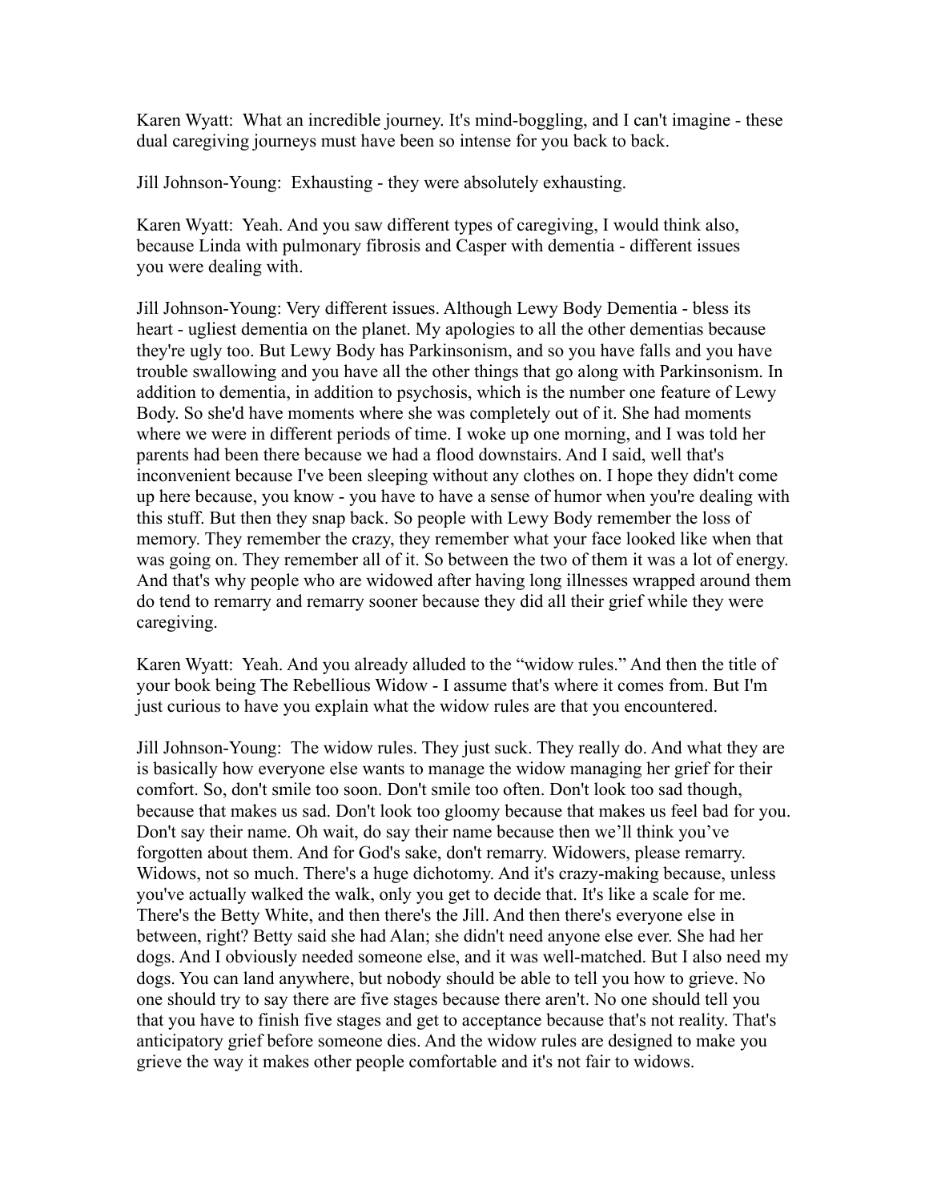Karen Wyatt: What an incredible journey. It's mind-boggling, and I can't imagine - these dual caregiving journeys must have been so intense for you back to back.

Jill Johnson-Young: Exhausting - they were absolutely exhausting.

Karen Wyatt: Yeah. And you saw different types of caregiving, I would think also, because Linda with pulmonary fibrosis and Casper with dementia - different issues you were dealing with.

Jill Johnson-Young: Very different issues. Although Lewy Body Dementia - bless its heart - ugliest dementia on the planet. My apologies to all the other dementias because they're ugly too. But Lewy Body has Parkinsonism, and so you have falls and you have trouble swallowing and you have all the other things that go along with Parkinsonism. In addition to dementia, in addition to psychosis, which is the number one feature of Lewy Body. So she'd have moments where she was completely out of it. She had moments where we were in different periods of time. I woke up one morning, and I was told her parents had been there because we had a flood downstairs. And I said, well that's inconvenient because I've been sleeping without any clothes on. I hope they didn't come up here because, you know - you have to have a sense of humor when you're dealing with this stuff. But then they snap back. So people with Lewy Body remember the loss of memory. They remember the crazy, they remember what your face looked like when that was going on. They remember all of it. So between the two of them it was a lot of energy. And that's why people who are widowed after having long illnesses wrapped around them do tend to remarry and remarry sooner because they did all their grief while they were caregiving.

Karen Wyatt: Yeah. And you already alluded to the "widow rules." And then the title of your book being The Rebellious Widow - I assume that's where it comes from. But I'm just curious to have you explain what the widow rules are that you encountered.

Jill Johnson-Young: The widow rules. They just suck. They really do. And what they are is basically how everyone else wants to manage the widow managing her grief for their comfort. So, don't smile too soon. Don't smile too often. Don't look too sad though, because that makes us sad. Don't look too gloomy because that makes us feel bad for you. Don't say their name. Oh wait, do say their name because then we'll think you've forgotten about them. And for God's sake, don't remarry. Widowers, please remarry. Widows, not so much. There's a huge dichotomy. And it's crazy-making because, unless you've actually walked the walk, only you get to decide that. It's like a scale for me. There's the Betty White, and then there's the Jill. And then there's everyone else in between, right? Betty said she had Alan; she didn't need anyone else ever. She had her dogs. And I obviously needed someone else, and it was well-matched. But I also need my dogs. You can land anywhere, but nobody should be able to tell you how to grieve. No one should try to say there are five stages because there aren't. No one should tell you that you have to finish five stages and get to acceptance because that's not reality. That's anticipatory grief before someone dies. And the widow rules are designed to make you grieve the way it makes other people comfortable and it's not fair to widows.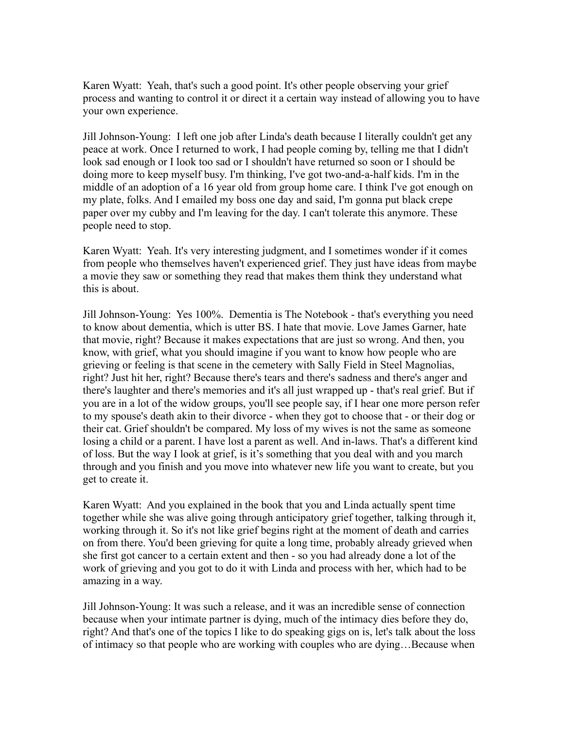Karen Wyatt: Yeah, that's such a good point. It's other people observing your grief process and wanting to control it or direct it a certain way instead of allowing you to have your own experience.

Jill Johnson-Young: I left one job after Linda's death because I literally couldn't get any peace at work. Once I returned to work, I had people coming by, telling me that I didn't look sad enough or I look too sad or I shouldn't have returned so soon or I should be doing more to keep myself busy. I'm thinking, I've got two-and-a-half kids. I'm in the middle of an adoption of a 16 year old from group home care. I think I've got enough on my plate, folks. And I emailed my boss one day and said, I'm gonna put black crepe paper over my cubby and I'm leaving for the day. I can't tolerate this anymore. These people need to stop.

Karen Wyatt: Yeah. It's very interesting judgment, and I sometimes wonder if it comes from people who themselves haven't experienced grief. They just have ideas from maybe a movie they saw or something they read that makes them think they understand what this is about.

Jill Johnson-Young: Yes 100%. Dementia is The Notebook - that's everything you need to know about dementia, which is utter BS. I hate that movie. Love James Garner, hate that movie, right? Because it makes expectations that are just so wrong. And then, you know, with grief, what you should imagine if you want to know how people who are grieving or feeling is that scene in the cemetery with Sally Field in Steel Magnolias, right? Just hit her, right? Because there's tears and there's sadness and there's anger and there's laughter and there's memories and it's all just wrapped up - that's real grief. But if you are in a lot of the widow groups, you'll see people say, if I hear one more person refer to my spouse's death akin to their divorce - when they got to choose that - or their dog or their cat. Grief shouldn't be compared. My loss of my wives is not the same as someone losing a child or a parent. I have lost a parent as well. And in-laws. That's a different kind of loss. But the way I look at grief, is it's something that you deal with and you march through and you finish and you move into whatever new life you want to create, but you get to create it.

Karen Wyatt: And you explained in the book that you and Linda actually spent time together while she was alive going through anticipatory grief together, talking through it, working through it. So it's not like grief begins right at the moment of death and carries on from there. You'd been grieving for quite a long time, probably already grieved when she first got cancer to a certain extent and then - so you had already done a lot of the work of grieving and you got to do it with Linda and process with her, which had to be amazing in a way.

Jill Johnson-Young: It was such a release, and it was an incredible sense of connection because when your intimate partner is dying, much of the intimacy dies before they do, right? And that's one of the topics I like to do speaking gigs on is, let's talk about the loss of intimacy so that people who are working with couples who are dying…Because when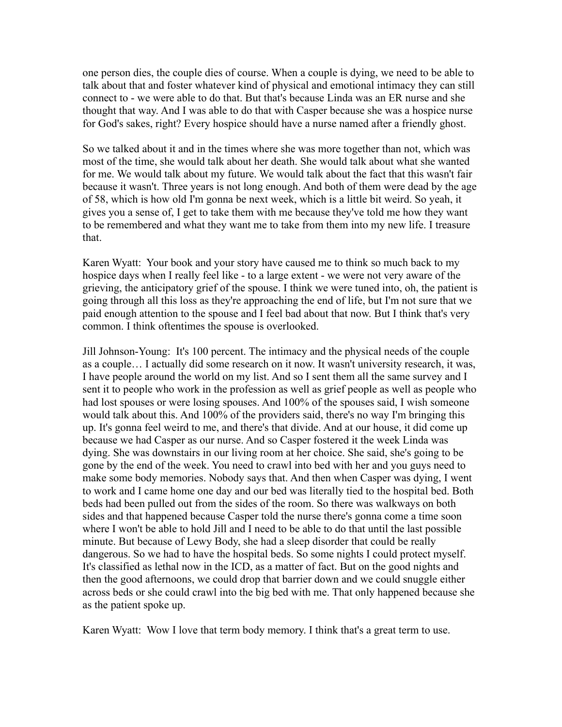one person dies, the couple dies of course. When a couple is dying, we need to be able to talk about that and foster whatever kind of physical and emotional intimacy they can still connect to - we were able to do that. But that's because Linda was an ER nurse and she thought that way. And I was able to do that with Casper because she was a hospice nurse for God's sakes, right? Every hospice should have a nurse named after a friendly ghost.

So we talked about it and in the times where she was more together than not, which was most of the time, she would talk about her death. She would talk about what she wanted for me. We would talk about my future. We would talk about the fact that this wasn't fair because it wasn't. Three years is not long enough. And both of them were dead by the age of 58, which is how old I'm gonna be next week, which is a little bit weird. So yeah, it gives you a sense of, I get to take them with me because they've told me how they want to be remembered and what they want me to take from them into my new life. I treasure that.

Karen Wyatt: Your book and your story have caused me to think so much back to my hospice days when I really feel like - to a large extent - we were not very aware of the grieving, the anticipatory grief of the spouse. I think we were tuned into, oh, the patient is going through all this loss as they're approaching the end of life, but I'm not sure that we paid enough attention to the spouse and I feel bad about that now. But I think that's very common. I think oftentimes the spouse is overlooked.

Jill Johnson-Young: It's 100 percent. The intimacy and the physical needs of the couple as a couple… I actually did some research on it now. It wasn't university research, it was, I have people around the world on my list. And so I sent them all the same survey and I sent it to people who work in the profession as well as grief people as well as people who had lost spouses or were losing spouses. And 100% of the spouses said, I wish someone would talk about this. And 100% of the providers said, there's no way I'm bringing this up. It's gonna feel weird to me, and there's that divide. And at our house, it did come up because we had Casper as our nurse. And so Casper fostered it the week Linda was dying. She was downstairs in our living room at her choice. She said, she's going to be gone by the end of the week. You need to crawl into bed with her and you guys need to make some body memories. Nobody says that. And then when Casper was dying, I went to work and I came home one day and our bed was literally tied to the hospital bed. Both beds had been pulled out from the sides of the room. So there was walkways on both sides and that happened because Casper told the nurse there's gonna come a time soon where I won't be able to hold Jill and I need to be able to do that until the last possible minute. But because of Lewy Body, she had a sleep disorder that could be really dangerous. So we had to have the hospital beds. So some nights I could protect myself. It's classified as lethal now in the ICD, as a matter of fact. But on the good nights and then the good afternoons, we could drop that barrier down and we could snuggle either across beds or she could crawl into the big bed with me. That only happened because she as the patient spoke up.

Karen Wyatt: Wow I love that term body memory. I think that's a great term to use.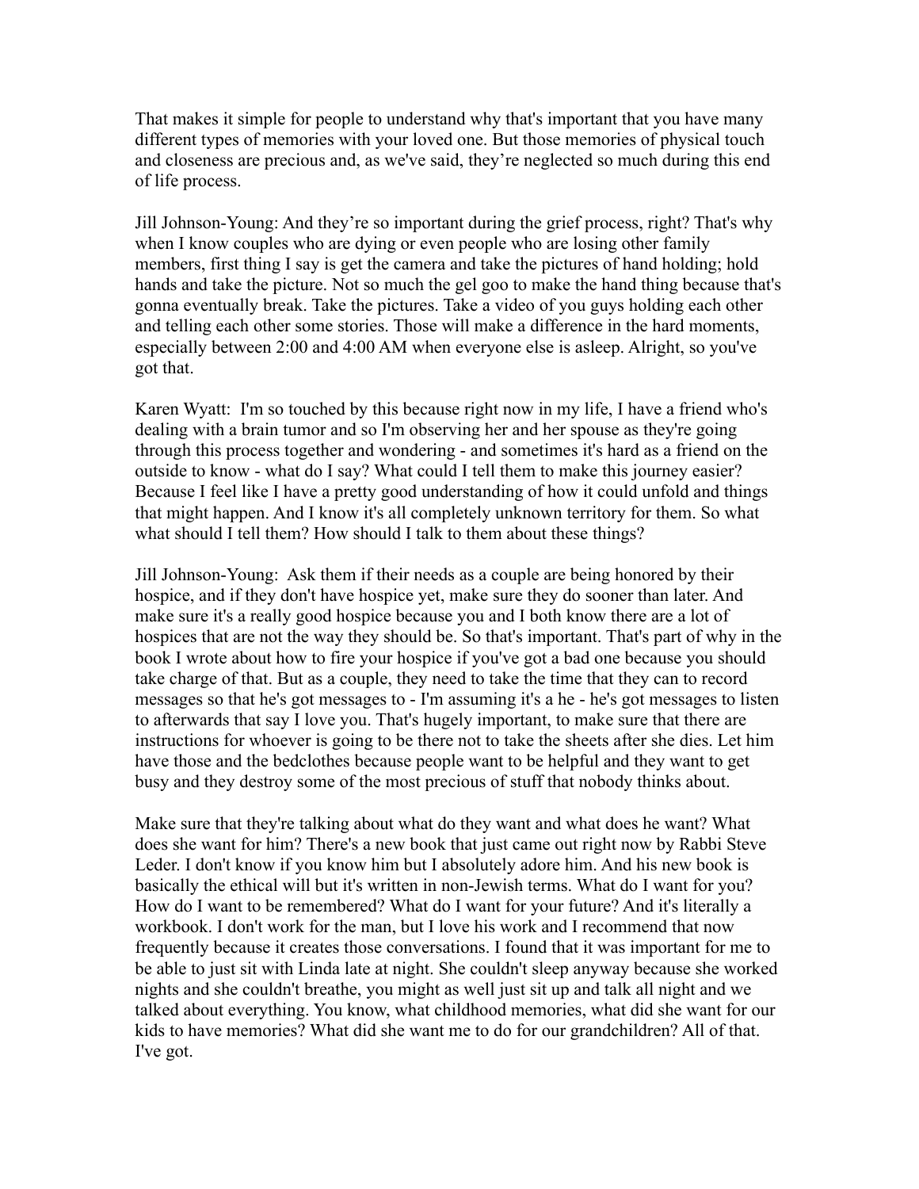That makes it simple for people to understand why that's important that you have many different types of memories with your loved one. But those memories of physical touch and closeness are precious and, as we've said, they're neglected so much during this end of life process.

Jill Johnson-Young: And they're so important during the grief process, right? That's why when I know couples who are dying or even people who are losing other family members, first thing I say is get the camera and take the pictures of hand holding; hold hands and take the picture. Not so much the gel goo to make the hand thing because that's gonna eventually break. Take the pictures. Take a video of you guys holding each other and telling each other some stories. Those will make a difference in the hard moments, especially between 2:00 and 4:00 AM when everyone else is asleep. Alright, so you've got that.

Karen Wyatt: I'm so touched by this because right now in my life, I have a friend who's dealing with a brain tumor and so I'm observing her and her spouse as they're going through this process together and wondering - and sometimes it's hard as a friend on the outside to know - what do I say? What could I tell them to make this journey easier? Because I feel like I have a pretty good understanding of how it could unfold and things that might happen. And I know it's all completely unknown territory for them. So what what should I tell them? How should I talk to them about these things?

Jill Johnson-Young: Ask them if their needs as a couple are being honored by their hospice, and if they don't have hospice yet, make sure they do sooner than later. And make sure it's a really good hospice because you and I both know there are a lot of hospices that are not the way they should be. So that's important. That's part of why in the book I wrote about how to fire your hospice if you've got a bad one because you should take charge of that. But as a couple, they need to take the time that they can to record messages so that he's got messages to - I'm assuming it's a he - he's got messages to listen to afterwards that say I love you. That's hugely important, to make sure that there are instructions for whoever is going to be there not to take the sheets after she dies. Let him have those and the bedclothes because people want to be helpful and they want to get busy and they destroy some of the most precious of stuff that nobody thinks about.

Make sure that they're talking about what do they want and what does he want? What does she want for him? There's a new book that just came out right now by Rabbi Steve Leder. I don't know if you know him but I absolutely adore him. And his new book is basically the ethical will but it's written in non-Jewish terms. What do I want for you? How do I want to be remembered? What do I want for your future? And it's literally a workbook. I don't work for the man, but I love his work and I recommend that now frequently because it creates those conversations. I found that it was important for me to be able to just sit with Linda late at night. She couldn't sleep anyway because she worked nights and she couldn't breathe, you might as well just sit up and talk all night and we talked about everything. You know, what childhood memories, what did she want for our kids to have memories? What did she want me to do for our grandchildren? All of that. I've got.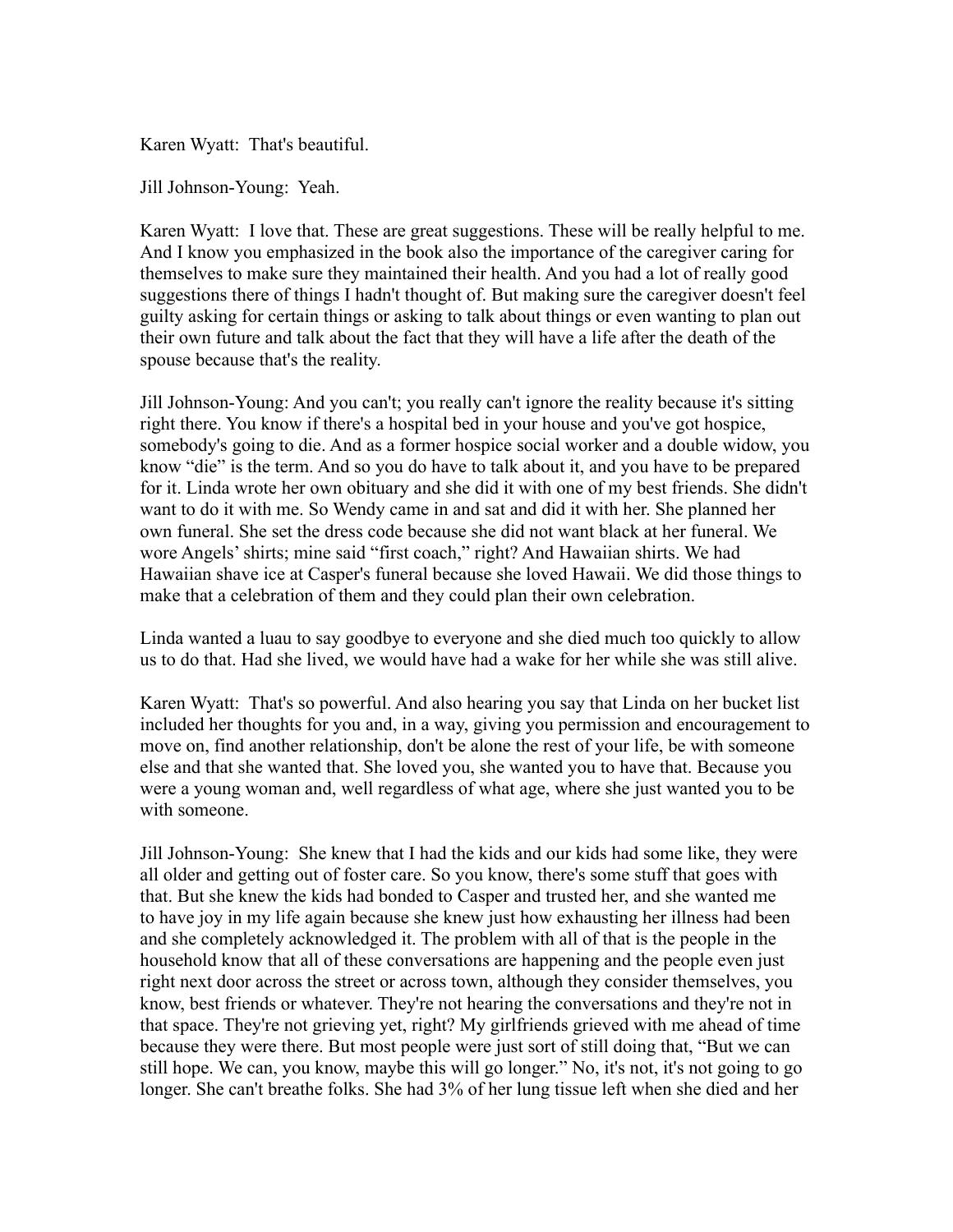Karen Wyatt: That's beautiful.

Jill Johnson-Young: Yeah.

Karen Wyatt: I love that. These are great suggestions. These will be really helpful to me. And I know you emphasized in the book also the importance of the caregiver caring for themselves to make sure they maintained their health. And you had a lot of really good suggestions there of things I hadn't thought of. But making sure the caregiver doesn't feel guilty asking for certain things or asking to talk about things or even wanting to plan out their own future and talk about the fact that they will have a life after the death of the spouse because that's the reality.

Jill Johnson-Young: And you can't; you really can't ignore the reality because it's sitting right there. You know if there's a hospital bed in your house and you've got hospice, somebody's going to die. And as a former hospice social worker and a double widow, you know "die" is the term. And so you do have to talk about it, and you have to be prepared for it. Linda wrote her own obituary and she did it with one of my best friends. She didn't want to do it with me. So Wendy came in and sat and did it with her. She planned her own funeral. She set the dress code because she did not want black at her funeral. We wore Angels' shirts; mine said "first coach," right? And Hawaiian shirts. We had Hawaiian shave ice at Casper's funeral because she loved Hawaii. We did those things to make that a celebration of them and they could plan their own celebration.

Linda wanted a luau to say goodbye to everyone and she died much too quickly to allow us to do that. Had she lived, we would have had a wake for her while she was still alive.

Karen Wyatt: That's so powerful. And also hearing you say that Linda on her bucket list included her thoughts for you and, in a way, giving you permission and encouragement to move on, find another relationship, don't be alone the rest of your life, be with someone else and that she wanted that. She loved you, she wanted you to have that. Because you were a young woman and, well regardless of what age, where she just wanted you to be with someone.

Jill Johnson-Young: She knew that I had the kids and our kids had some like, they were all older and getting out of foster care. So you know, there's some stuff that goes with that. But she knew the kids had bonded to Casper and trusted her, and she wanted me to have joy in my life again because she knew just how exhausting her illness had been and she completely acknowledged it. The problem with all of that is the people in the household know that all of these conversations are happening and the people even just right next door across the street or across town, although they consider themselves, you know, best friends or whatever. They're not hearing the conversations and they're not in that space. They're not grieving yet, right? My girlfriends grieved with me ahead of time because they were there. But most people were just sort of still doing that, "But we can still hope. We can, you know, maybe this will go longer." No, it's not, it's not going to go longer. She can't breathe folks. She had 3% of her lung tissue left when she died and her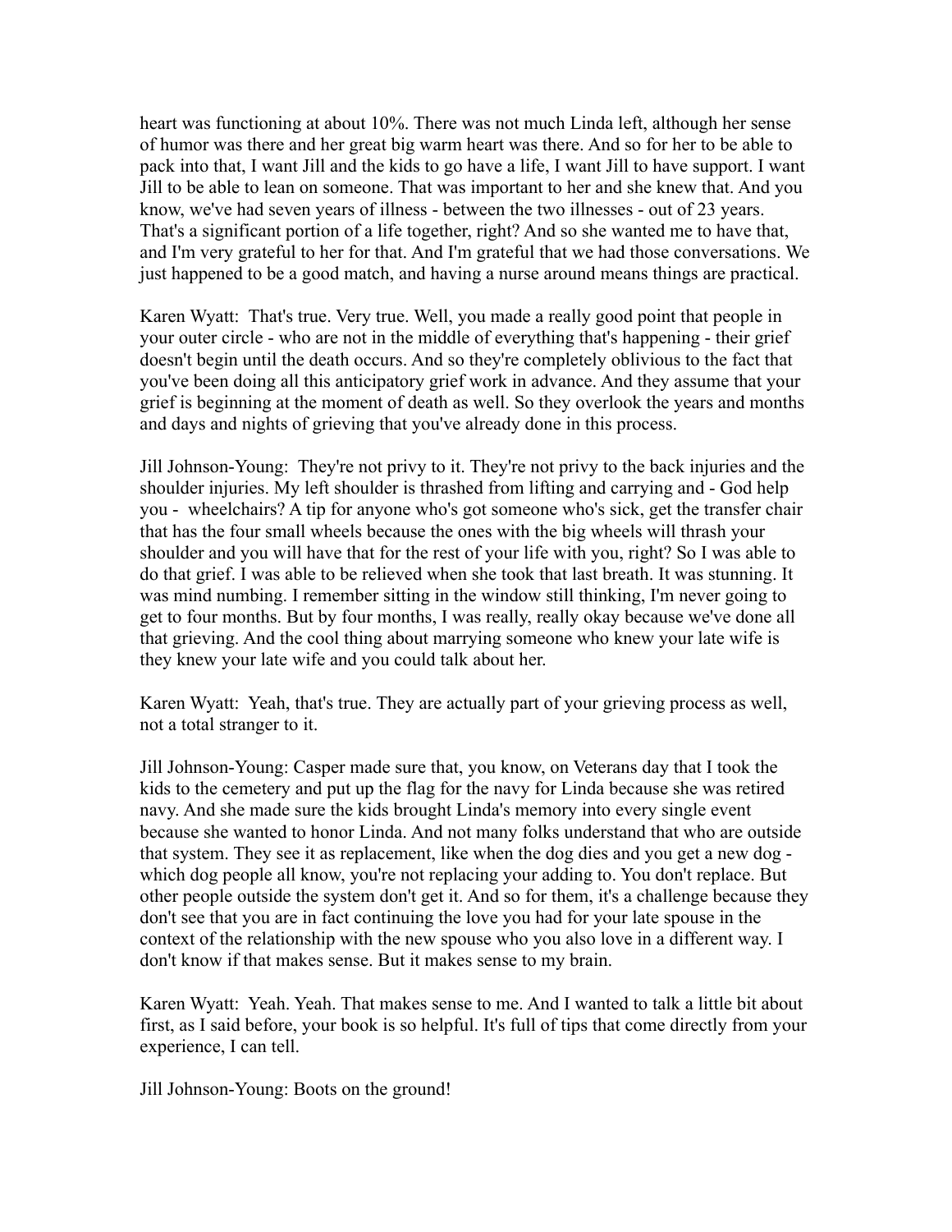heart was functioning at about 10%. There was not much Linda left, although her sense of humor was there and her great big warm heart was there. And so for her to be able to pack into that, I want Jill and the kids to go have a life, I want Jill to have support. I want Jill to be able to lean on someone. That was important to her and she knew that. And you know, we've had seven years of illness - between the two illnesses - out of 23 years. That's a significant portion of a life together, right? And so she wanted me to have that, and I'm very grateful to her for that. And I'm grateful that we had those conversations. We just happened to be a good match, and having a nurse around means things are practical.

Karen Wyatt: That's true. Very true. Well, you made a really good point that people in your outer circle - who are not in the middle of everything that's happening - their grief doesn't begin until the death occurs. And so they're completely oblivious to the fact that you've been doing all this anticipatory grief work in advance. And they assume that your grief is beginning at the moment of death as well. So they overlook the years and months and days and nights of grieving that you've already done in this process.

Jill Johnson-Young: They're not privy to it. They're not privy to the back injuries and the shoulder injuries. My left shoulder is thrashed from lifting and carrying and - God help you - wheelchairs? A tip for anyone who's got someone who's sick, get the transfer chair that has the four small wheels because the ones with the big wheels will thrash your shoulder and you will have that for the rest of your life with you, right? So I was able to do that grief. I was able to be relieved when she took that last breath. It was stunning. It was mind numbing. I remember sitting in the window still thinking, I'm never going to get to four months. But by four months, I was really, really okay because we've done all that grieving. And the cool thing about marrying someone who knew your late wife is they knew your late wife and you could talk about her.

Karen Wyatt: Yeah, that's true. They are actually part of your grieving process as well, not a total stranger to it.

Jill Johnson-Young: Casper made sure that, you know, on Veterans day that I took the kids to the cemetery and put up the flag for the navy for Linda because she was retired navy. And she made sure the kids brought Linda's memory into every single event because she wanted to honor Linda. And not many folks understand that who are outside that system. They see it as replacement, like when the dog dies and you get a new dog - which dog people all know, you're not replacing your adding to. You don't replace. But other people outside the system don't get it. And so for them, it's a challenge because they don't see that you are in fact continuing the love you had for your late spouse in the context of the relationship with the new spouse who you also love in a different way. I don't know if that makes sense. But it makes sense to my brain.

Karen Wyatt: Yeah. Yeah. That makes sense to me. And I wanted to talk a little bit about first, as I said before, your book is so helpful. It's full of tips that come directly from your experience, I can tell.

Jill Johnson-Young: Boots on the ground!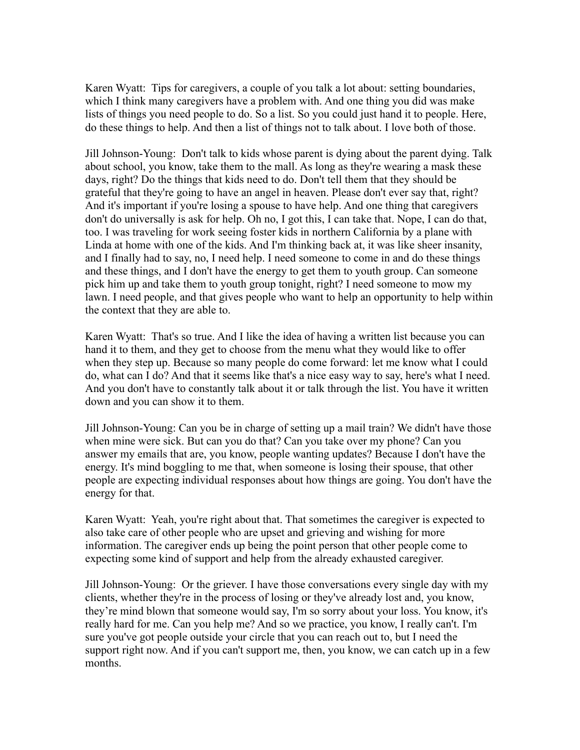Karen Wyatt: Tips for caregivers, a couple of you talk a lot about: setting boundaries, which I think many caregivers have a problem with. And one thing you did was make lists of things you need people to do. So a list. So you could just hand it to people. Here, do these things to help. And then a list of things not to talk about. I love both of those.

Jill Johnson-Young: Don't talk to kids whose parent is dying about the parent dying. Talk about school, you know, take them to the mall. As long as they're wearing a mask these days, right? Do the things that kids need to do. Don't tell them that they should be grateful that they're going to have an angel in heaven. Please don't ever say that, right? And it's important if you're losing a spouse to have help. And one thing that caregivers don't do universally is ask for help. Oh no, I got this, I can take that. Nope, I can do that, too. I was traveling for work seeing foster kids in northern California by a plane with Linda at home with one of the kids. And I'm thinking back at, it was like sheer insanity, and I finally had to say, no, I need help. I need someone to come in and do these things and these things, and I don't have the energy to get them to youth group. Can someone pick him up and take them to youth group tonight, right? I need someone to mow my lawn. I need people, and that gives people who want to help an opportunity to help within the context that they are able to.

Karen Wyatt: That's so true. And I like the idea of having a written list because you can hand it to them, and they get to choose from the menu what they would like to offer when they step up. Because so many people do come forward: let me know what I could do, what can I do? And that it seems like that's a nice easy way to say, here's what I need. And you don't have to constantly talk about it or talk through the list. You have it written down and you can show it to them.

Jill Johnson-Young: Can you be in charge of setting up a mail train? We didn't have those when mine were sick. But can you do that? Can you take over my phone? Can you answer my emails that are, you know, people wanting updates? Because I don't have the energy. It's mind boggling to me that, when someone is losing their spouse, that other people are expecting individual responses about how things are going. You don't have the energy for that.

Karen Wyatt: Yeah, you're right about that. That sometimes the caregiver is expected to also take care of other people who are upset and grieving and wishing for more information. The caregiver ends up being the point person that other people come to expecting some kind of support and help from the already exhausted caregiver.

Jill Johnson-Young: Or the griever. I have those conversations every single day with my clients, whether they're in the process of losing or they've already lost and, you know, they're mind blown that someone would say, I'm so sorry about your loss. You know, it's really hard for me. Can you help me? And so we practice, you know, I really can't. I'm sure you've got people outside your circle that you can reach out to, but I need the support right now. And if you can't support me, then, you know, we can catch up in a few months.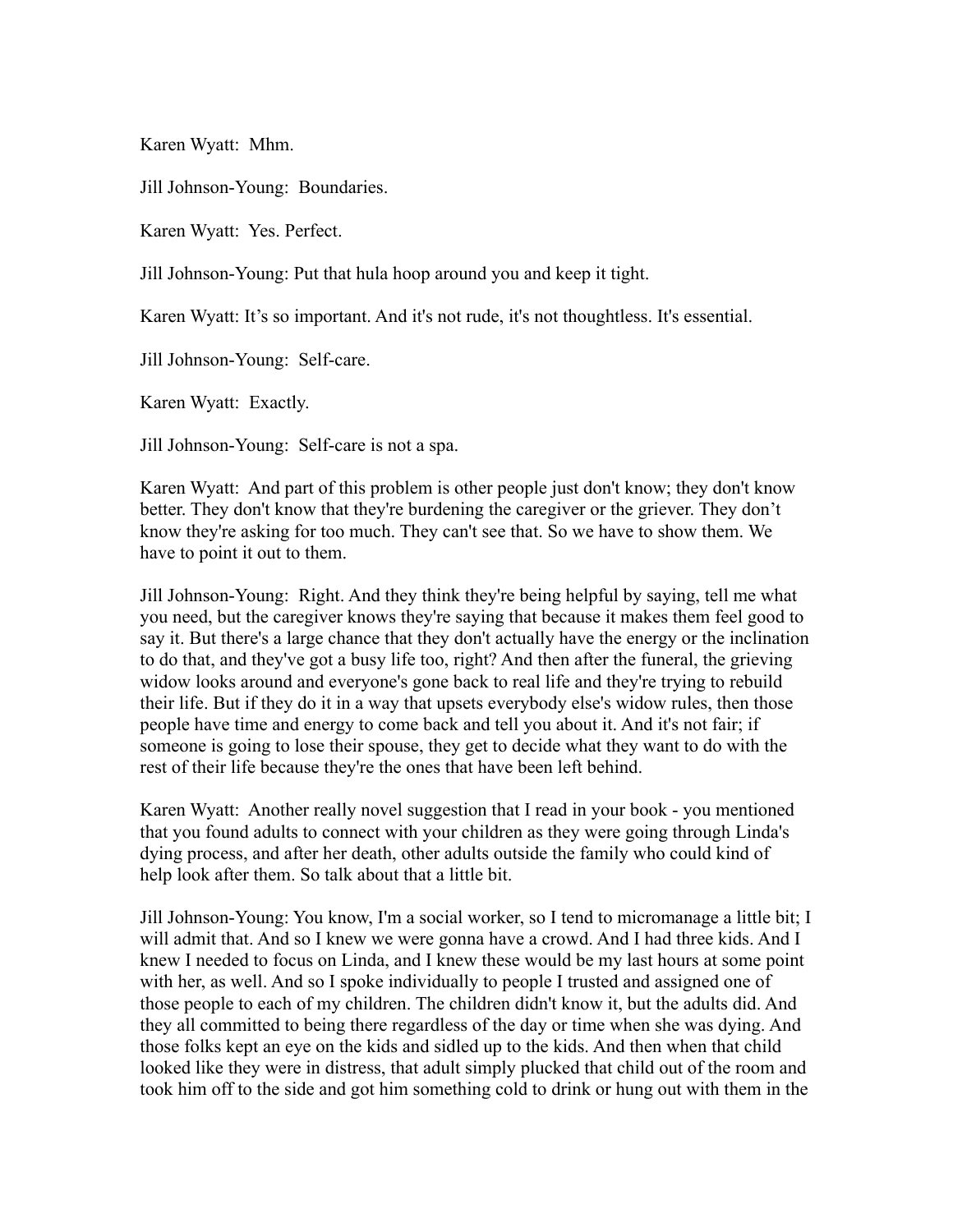Karen Wyatt: Mhm.

Jill Johnson-Young: Boundaries.

Karen Wyatt: Yes. Perfect.

Jill Johnson-Young: Put that hula hoop around you and keep it tight.

Karen Wyatt: It’s so important. And it's not rude, it's not thoughtless. It's essential.

Jill Johnson-Young: Self-care.

Karen Wyatt: Exactly.

Jill Johnson-Young: Self-care is not a spa.

Karen Wyatt: And part of this problem is other people just don't know; they don't know better. They don't know that they're burdening the caregiver or the griever. They don’t know they're asking for too much. They can't see that. So we have to show them. We have to point it out to them.

Jill Johnson-Young: Right. And they think they're being helpful by saying, tell me what you need, but the caregiver knows they're saying that because it makes them feel good to say it. But there's a large chance that they don't actually have the energy or the inclination to do that, and they've got a busy life too, right? And then after the funeral, the grieving widow looks around and everyone's gone back to real life and they're trying to rebuild their life. But if they do it in a way that upsets everybody else's widow rules, then those people have time and energy to come back and tell you about it. And it's not fair; if someone is going to lose their spouse, they get to decide what they want to do with the rest of their life because they're the ones that have been left behind.

Karen Wyatt: Another really novel suggestion that I read in your book - you mentioned that you found adults to connect with your children as they were going through Linda's dying process, and after her death, other adults outside the family who could kind of help look after them. So talk about that a little bit.

Jill Johnson-Young: You know, I'm a social worker, so I tend to micromanage a little bit; I will admit that. And so I knew we were gonna have a crowd. And I had three kids. And I knew I needed to focus on Linda, and I knew these would be my last hours at some point with her, as well. And so I spoke individually to people I trusted and assigned one of those people to each of my children. The children didn't know it, but the adults did. And they all committed to being there regardless of the day or time when she was dying. And those folks kept an eye on the kids and sidled up to the kids. And then when that child looked like they were in distress, that adult simply plucked that child out of the room and took him off to the side and got him something cold to drink or hung out with them in the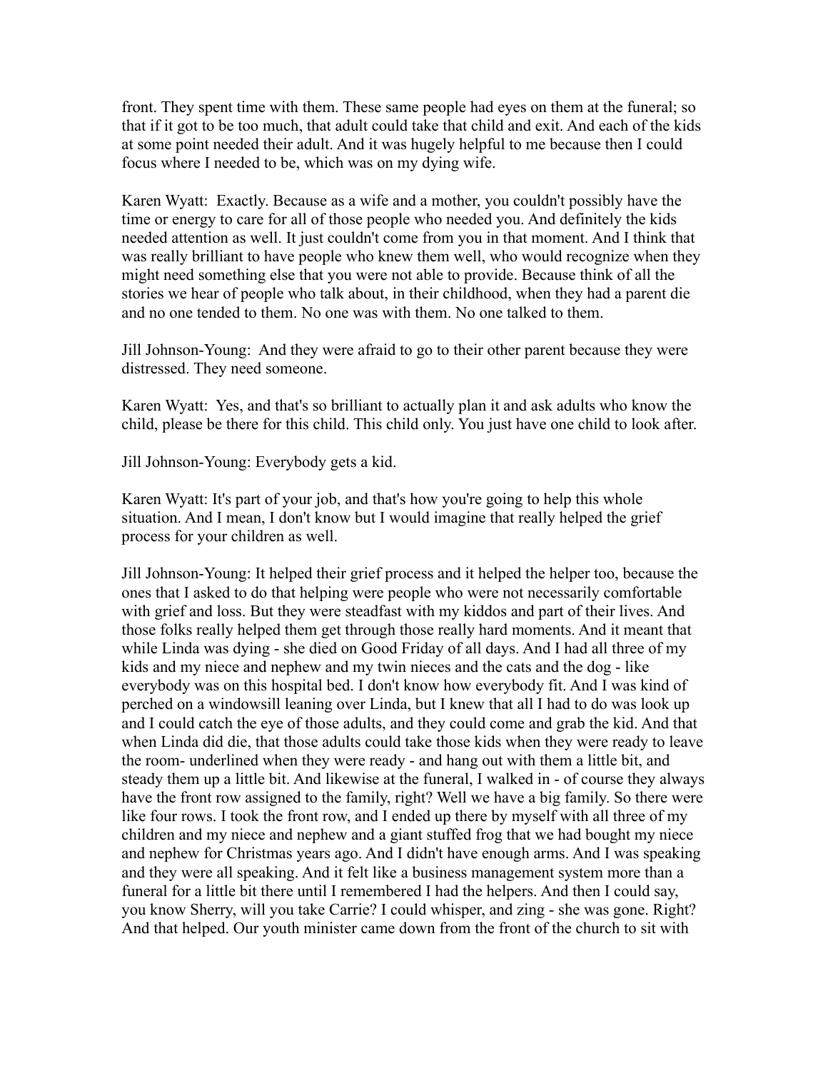front. They spent time with them. These same people had eyes on them at the funeral; so that if it got to be too much, that adult could take that child and exit. And each of the kids at some point needed their adult. And it was hugely helpful to me because then I could focus where I needed to be, which was on my dying wife.

Karen Wyatt: Exactly. Because as a wife and a mother, you couldn't possibly have the time or energy to care for all of those people who needed you. And definitely the kids needed attention as well. It just couldn't come from you in that moment. And I think that was really brilliant to have people who knew them well, who would recognize when they might need something else that you were not able to provide. Because think of all the stories we hear of people who talk about, in their childhood, when they had a parent die and no one tended to them. No one was with them. No one talked to them.

Jill Johnson-Young: And they were afraid to go to their other parent because they were distressed. They need someone.

Karen Wyatt: Yes, and that's so brilliant to actually plan it and ask adults who know the child, please be there for this child. This child only. You just have one child to look after.

Jill Johnson-Young: Everybody gets a kid.

Karen Wyatt: It's part of your job, and that's how you're going to help this whole situation. And I mean, I don't know but I would imagine that really helped the grief process for your children as well.

Jill Johnson-Young: It helped their grief process and it helped the helper too, because the ones that I asked to do that helping were people who were not necessarily comfortable with grief and loss. But they were steadfast with my kiddos and part of their lives. And those folks really helped them get through those really hard moments. And it meant that while Linda was dying - she died on Good Friday of all days. And I had all three of my kids and my niece and nephew and my twin nieces and the cats and the dog - like everybody was on this hospital bed. I don't know how everybody fit. And I was kind of perched on a windowsill leaning over Linda, but I knew that all I had to do was look up and I could catch the eye of those adults, and they could come and grab the kid. And that when Linda did die, that those adults could take those kids when they were ready to leave the room- underlined when they were ready - and hang out with them a little bit, and steady them up a little bit. And likewise at the funeral, I walked in - of course they always have the front row assigned to the family, right? Well we have a big family. So there were like four rows. I took the front row, and I ended up there by myself with all three of my children and my niece and nephew and a giant stuffed frog that we had bought my niece and nephew for Christmas years ago. And I didn't have enough arms. And I was speaking and they were all speaking. And it felt like a business management system more than a funeral for a little bit there until I remembered I had the helpers. And then I could say, you know Sherry, will you take Carrie? I could whisper, and zing - she was gone. Right? And that helped. Our youth minister came down from the front of the church to sit with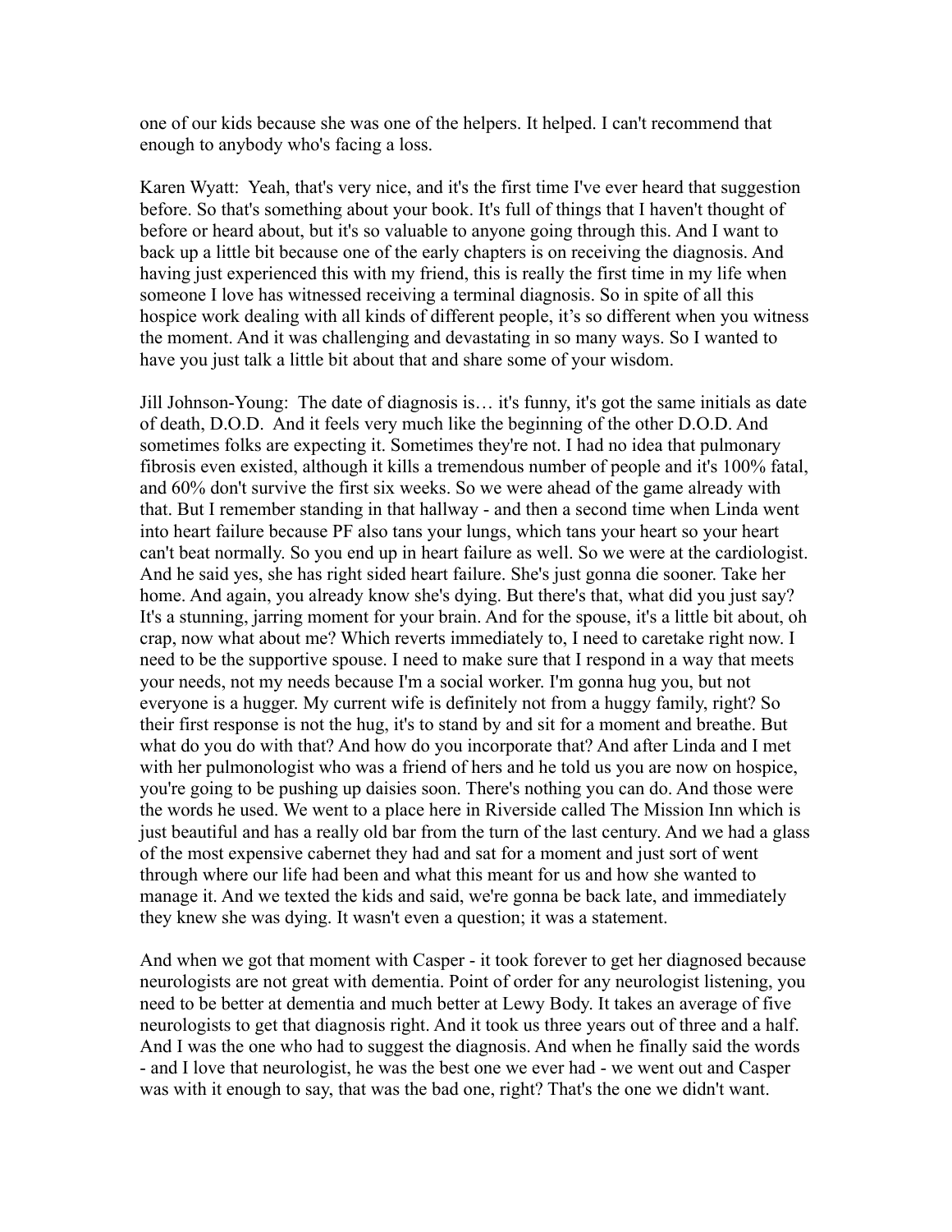one of our kids because she was one of the helpers. It helped. I can't recommend that enough to anybody who's facing a loss.

Karen Wyatt: Yeah, that's very nice, and it's the first time I've ever heard that suggestion before. So that's something about your book. It's full of things that I haven't thought of before or heard about, but it's so valuable to anyone going through this. And I want to back up a little bit because one of the early chapters is on receiving the diagnosis. And having just experienced this with my friend, this is really the first time in my life when someone I love has witnessed receiving a terminal diagnosis. So in spite of all this hospice work dealing with all kinds of different people, it's so different when you witness the moment. And it was challenging and devastating in so many ways. So I wanted to have you just talk a little bit about that and share some of your wisdom.

Jill Johnson-Young: The date of diagnosis is… it's funny, it's got the same initials as date of death, D.O.D. And it feels very much like the beginning of the other D.O.D. And sometimes folks are expecting it. Sometimes they're not. I had no idea that pulmonary fibrosis even existed, although it kills a tremendous number of people and it's 100% fatal, and 60% don't survive the first six weeks. So we were ahead of the game already with that. But I remember standing in that hallway - and then a second time when Linda went into heart failure because PF also tans your lungs, which tans your heart so your heart can't beat normally. So you end up in heart failure as well. So we were at the cardiologist. And he said yes, she has right sided heart failure. She's just gonna die sooner. Take her home. And again, you already know she's dying. But there's that, what did you just say? It's a stunning, jarring moment for your brain. And for the spouse, it's a little bit about, oh crap, now what about me? Which reverts immediately to, I need to caretake right now. I need to be the supportive spouse. I need to make sure that I respond in a way that meets your needs, not my needs because I'm a social worker. I'm gonna hug you, but not everyone is a hugger. My current wife is definitely not from a huggy family, right? So their first response is not the hug, it's to stand by and sit for a moment and breathe. But what do you do with that? And how do you incorporate that? And after Linda and I met with her pulmonologist who was a friend of hers and he told us you are now on hospice, you're going to be pushing up daisies soon. There's nothing you can do. And those were the words he used. We went to a place here in Riverside called The Mission Inn which is just beautiful and has a really old bar from the turn of the last century. And we had a glass of the most expensive cabernet they had and sat for a moment and just sort of went through where our life had been and what this meant for us and how she wanted to manage it. And we texted the kids and said, we're gonna be back late, and immediately they knew she was dying. It wasn't even a question; it was a statement.

And when we got that moment with Casper - it took forever to get her diagnosed because neurologists are not great with dementia. Point of order for any neurologist listening, you need to be better at dementia and much better at Lewy Body. It takes an average of five neurologists to get that diagnosis right. And it took us three years out of three and a half. And I was the one who had to suggest the diagnosis. And when he finally said the words - and I love that neurologist, he was the best one we ever had - we went out and Casper was with it enough to say, that was the bad one, right? That's the one we didn't want.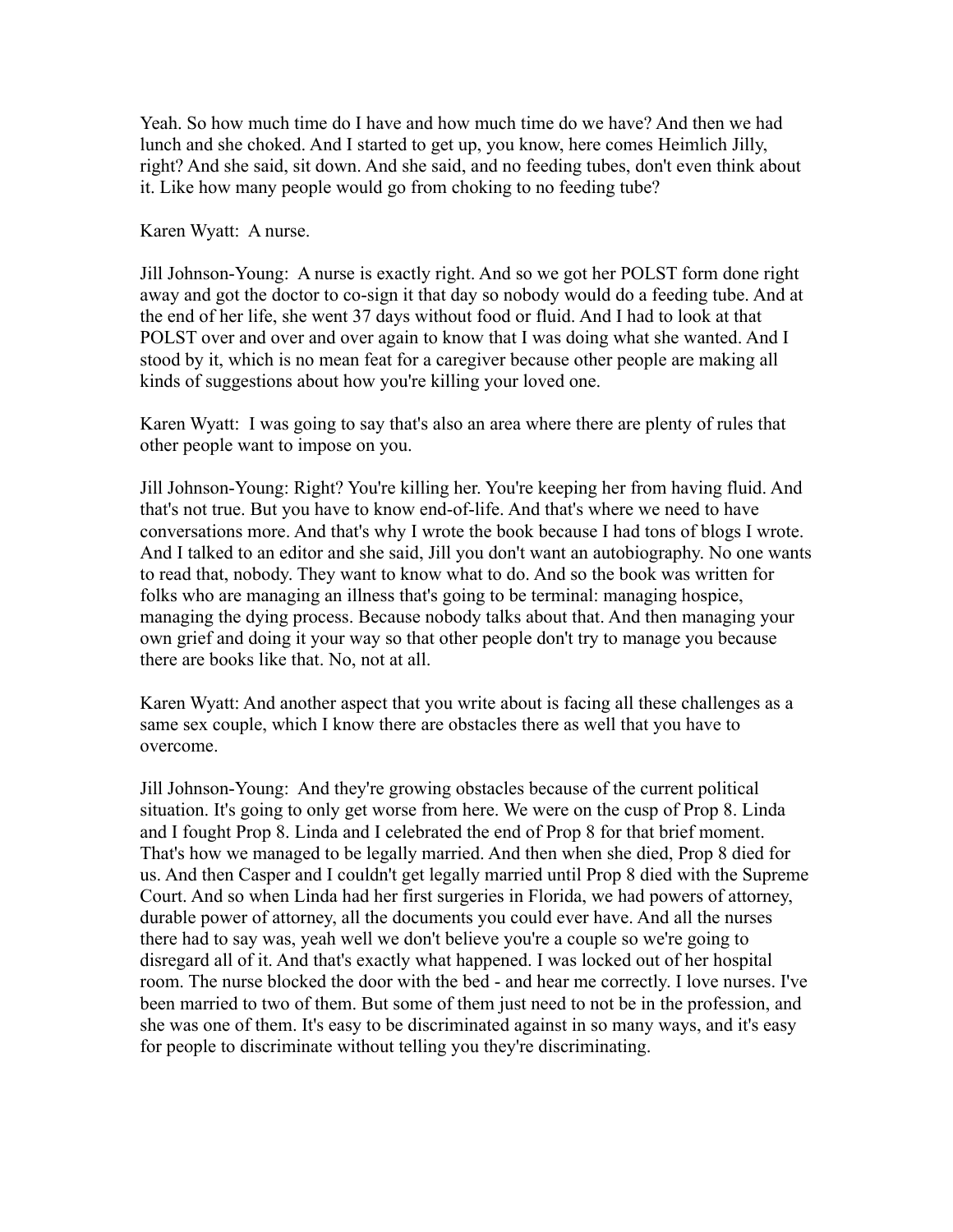Yeah. So how much time do I have and how much time do we have? And then we had lunch and she choked. And I started to get up, you know, here comes Heimlich Jilly, right? And she said, sit down. And she said, and no feeding tubes, don't even think about it. Like how many people would go from choking to no feeding tube?

Karen Wyatt: A nurse.

Jill Johnson-Young: A nurse is exactly right. And so we got her POLST form done right away and got the doctor to co-sign it that day so nobody would do a feeding tube. And at the end of her life, she went 37 days without food or fluid. And I had to look at that POLST over and over and over again to know that I was doing what she wanted. And I stood by it, which is no mean feat for a caregiver because other people are making all kinds of suggestions about how you're killing your loved one.

Karen Wyatt: I was going to say that's also an area where there are plenty of rules that other people want to impose on you.

Jill Johnson-Young: Right? You're killing her. You're keeping her from having fluid. And that's not true. But you have to know end-of-life. And that's where we need to have conversations more. And that's why I wrote the book because I had tons of blogs I wrote. And I talked to an editor and she said, Jill you don't want an autobiography. No one wants to read that, nobody. They want to know what to do. And so the book was written for folks who are managing an illness that's going to be terminal: managing hospice, managing the dying process. Because nobody talks about that. And then managing your own grief and doing it your way so that other people don't try to manage you because there are books like that. No, not at all.

Karen Wyatt: And another aspect that you write about is facing all these challenges as a same sex couple, which I know there are obstacles there as well that you have to overcome.

Jill Johnson-Young: And they're growing obstacles because of the current political situation. It's going to only get worse from here. We were on the cusp of Prop 8. Linda and I fought Prop 8. Linda and I celebrated the end of Prop 8 for that brief moment. That's how we managed to be legally married. And then when she died, Prop 8 died for us. And then Casper and I couldn't get legally married until Prop 8 died with the Supreme Court. And so when Linda had her first surgeries in Florida, we had powers of attorney, durable power of attorney, all the documents you could ever have. And all the nurses there had to say was, yeah well we don't believe you're a couple so we're going to disregard all of it. And that's exactly what happened. I was locked out of her hospital room. The nurse blocked the door with the bed - and hear me correctly. I love nurses. I've been married to two of them. But some of them just need to not be in the profession, and she was one of them. It's easy to be discriminated against in so many ways, and it's easy for people to discriminate without telling you they're discriminating.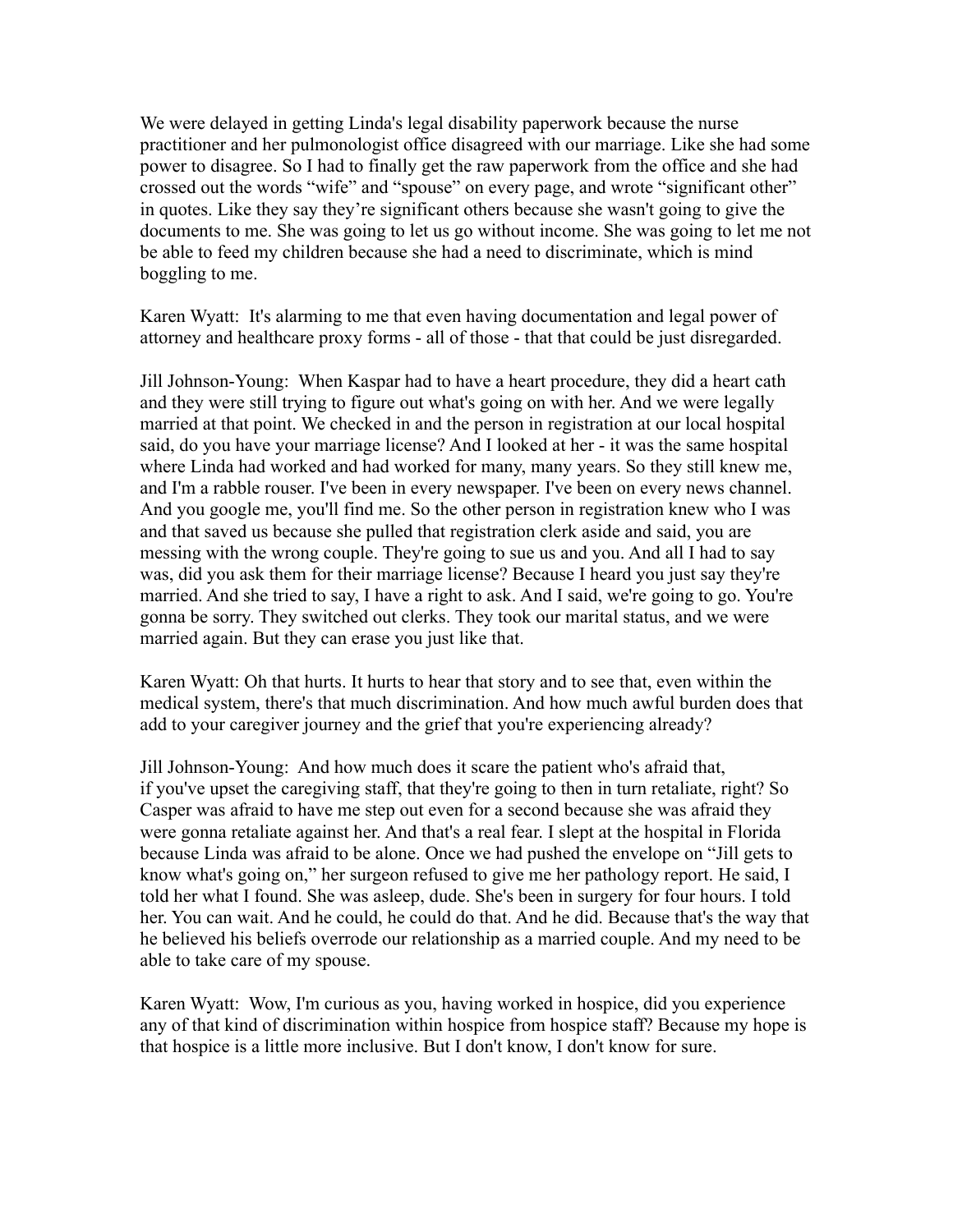We were delayed in getting Linda's legal disability paperwork because the nurse practitioner and her pulmonologist office disagreed with our marriage. Like she had some power to disagree. So I had to finally get the raw paperwork from the office and she had crossed out the words "wife" and "spouse" on every page, and wrote "significant other" in quotes. Like they say they're significant others because she wasn't going to give the documents to me. She was going to let us go without income. She was going to let me not be able to feed my children because she had a need to discriminate, which is mind boggling to me.

Karen Wyatt: It's alarming to me that even having documentation and legal power of attorney and healthcare proxy forms - all of those - that that could be just disregarded.

Jill Johnson-Young: When Kaspar had to have a heart procedure, they did a heart cath and they were still trying to figure out what's going on with her. And we were legally married at that point. We checked in and the person in registration at our local hospital said, do you have your marriage license? And I looked at her - it was the same hospital where Linda had worked and had worked for many, many years. So they still knew me, and I'm a rabble rouser. I've been in every newspaper. I've been on every news channel. And you google me, you'll find me. So the other person in registration knew who I was and that saved us because she pulled that registration clerk aside and said, you are messing with the wrong couple. They're going to sue us and you. And all I had to say was, did you ask them for their marriage license? Because I heard you just say they're married. And she tried to say, I have a right to ask. And I said, we're going to go. You're gonna be sorry. They switched out clerks. They took our marital status, and we were married again. But they can erase you just like that.

Karen Wyatt: Oh that hurts. It hurts to hear that story and to see that, even within the medical system, there's that much discrimination. And how much awful burden does that add to your caregiver journey and the grief that you're experiencing already?

Jill Johnson-Young: And how much does it scare the patient who's afraid that, if you've upset the caregiving staff, that they're going to then in turn retaliate, right? So Casper was afraid to have me step out even for a second because she was afraid they were gonna retaliate against her. And that's a real fear. I slept at the hospital in Florida because Linda was afraid to be alone. Once we had pushed the envelope on "Jill gets to know what's going on," her surgeon refused to give me her pathology report. He said, I told her what I found. She was asleep, dude. She's been in surgery for four hours. I told her. You can wait. And he could, he could do that. And he did. Because that's the way that he believed his beliefs overrode our relationship as a married couple. And my need to be able to take care of my spouse.

Karen Wyatt: Wow, I'm curious as you, having worked in hospice, did you experience any of that kind of discrimination within hospice from hospice staff? Because my hope is that hospice is a little more inclusive. But I don't know, I don't know for sure.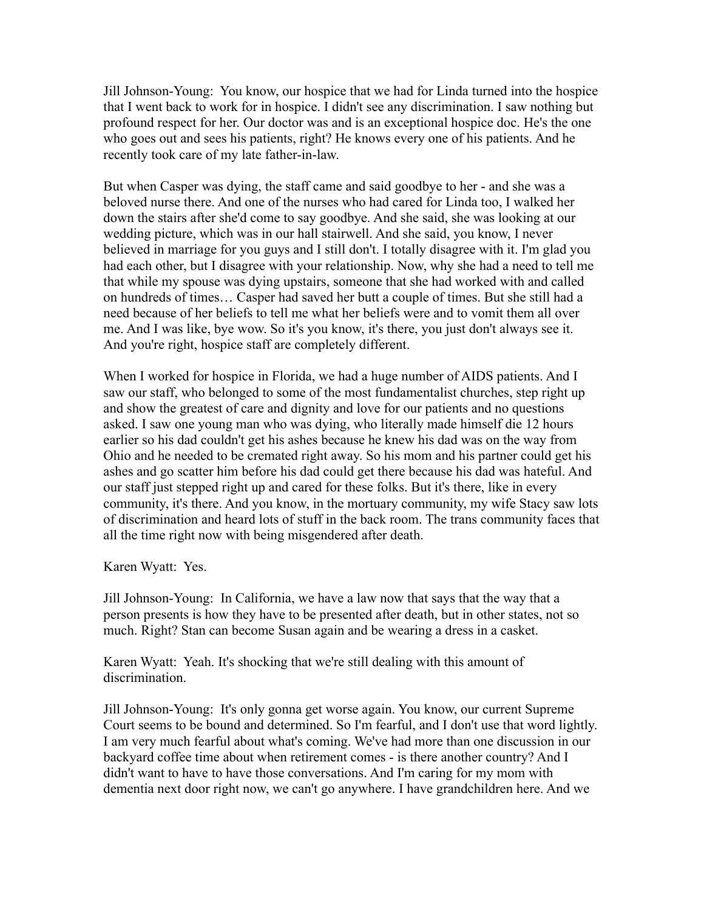Jill Johnson-Young: You know, our hospice that we had for Linda turned into the hospice that I went back to work for in hospice. I didn't see any discrimination. I saw nothing but profound respect for her. Our doctor was and is an exceptional hospice doc. He's the one who goes out and sees his patients, right? He knows every one of his patients. And he recently took care of my late father-in-law.

But when Casper was dying, the staff came and said goodbye to her - and she was a beloved nurse there. And one of the nurses who had cared for Linda too, I walked her down the stairs after she'd come to say goodbye. And she said, she was looking at our wedding picture, which was in our hall stairwell. And she said, you know, I never believed in marriage for you guys and I still don't. I totally disagree with it. I'm glad you had each other, but I disagree with your relationship. Now, why she had a need to tell me that while my spouse was dying upstairs, someone that she had worked with and called on hundreds of times… Casper had saved her butt a couple of times. But she still had a need because of her beliefs to tell me what her beliefs were and to vomit them all over me. And I was like, bye wow. So it's you know, it's there, you just don't always see it. And you're right, hospice staff are completely different.

When I worked for hospice in Florida, we had a huge number of AIDS patients. And I saw our staff, who belonged to some of the most fundamentalist churches, step right up and show the greatest of care and dignity and love for our patients and no questions asked. I saw one young man who was dying, who literally made himself die 12 hours earlier so his dad couldn't get his ashes because he knew his dad was on the way from Ohio and he needed to be cremated right away. So his mom and his partner could get his ashes and go scatter him before his dad could get there because his dad was hateful. And our staff just stepped right up and cared for these folks. But it's there, like in every community, it's there. And you know, in the mortuary community, my wife Stacy saw lots of discrimination and heard lots of stuff in the back room. The trans community faces that all the time right now with being misgendered after death.

Karen Wyatt: Yes.

Jill Johnson-Young: In California, we have a law now that says that the way that a person presents is how they have to be presented after death, but in other states, not so much. Right? Stan can become Susan again and be wearing a dress in a casket.

Karen Wyatt: Yeah. It's shocking that we're still dealing with this amount of discrimination.

Jill Johnson-Young: It's only gonna get worse again. You know, our current Supreme Court seems to be bound and determined. So I'm fearful, and I don't use that word lightly. I am very much fearful about what's coming. We've had more than one discussion in our backyard coffee time about when retirement comes - is there another country? And I didn't want to have to have those conversations. And I'm caring for my mom with dementia next door right now, we can't go anywhere. I have grandchildren here. And we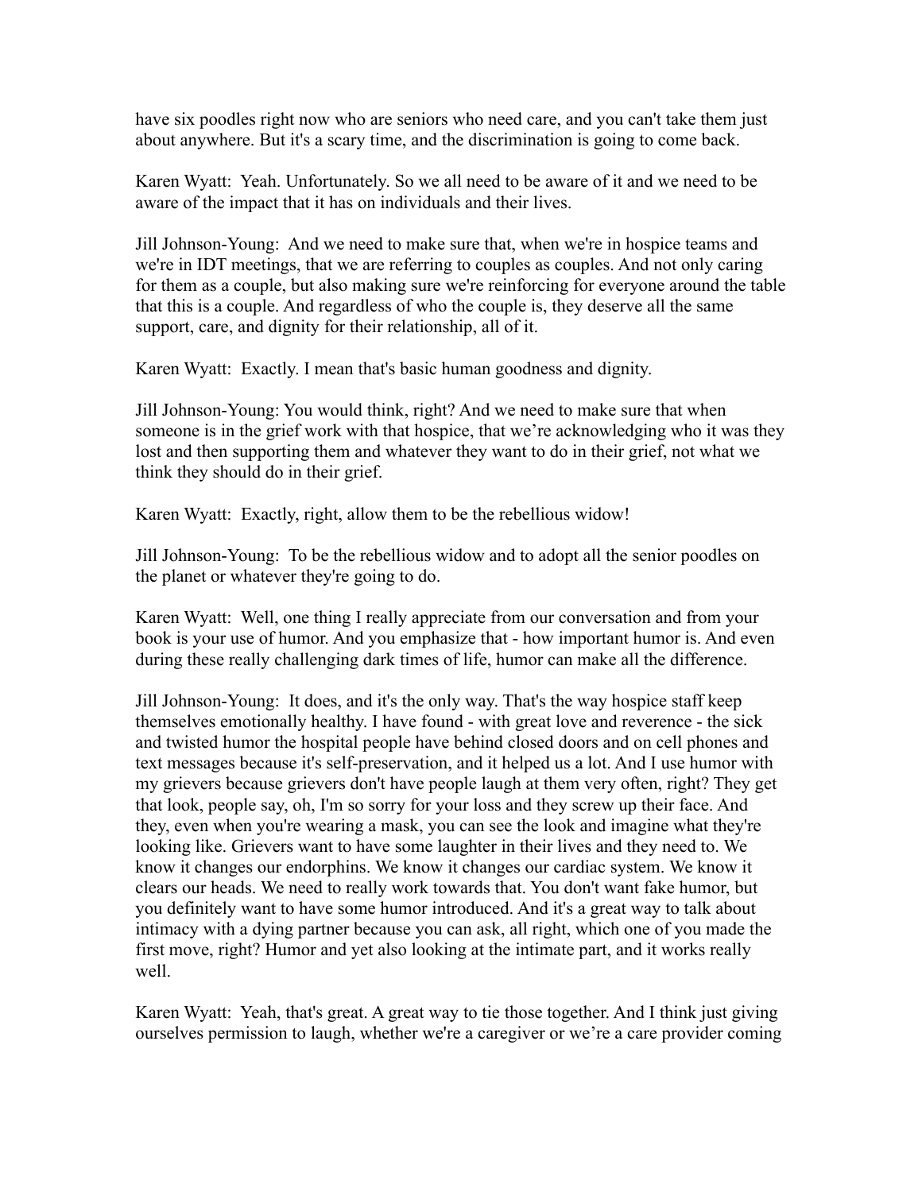have six poodles right now who are seniors who need care, and you can't take them just about anywhere. But it's a scary time, and the discrimination is going to come back.

Karen Wyatt: Yeah. Unfortunately. So we all need to be aware of it and we need to be aware of the impact that it has on individuals and their lives.

Jill Johnson-Young: And we need to make sure that, when we're in hospice teams and we're in IDT meetings, that we are referring to couples as couples. And not only caring for them as a couple, but also making sure we're reinforcing for everyone around the table that this is a couple. And regardless of who the couple is, they deserve all the same support, care, and dignity for their relationship, all of it.

Karen Wyatt: Exactly. I mean that's basic human goodness and dignity.

Jill Johnson-Young: You would think, right? And we need to make sure that when someone is in the grief work with that hospice, that we're acknowledging who it was they lost and then supporting them and whatever they want to do in their grief, not what we think they should do in their grief.

Karen Wyatt: Exactly, right, allow them to be the rebellious widow!

Jill Johnson-Young: To be the rebellious widow and to adopt all the senior poodles on the planet or whatever they're going to do.

Karen Wyatt: Well, one thing I really appreciate from our conversation and from your book is your use of humor. And you emphasize that - how important humor is. And even during these really challenging dark times of life, humor can make all the difference.

Jill Johnson-Young: It does, and it's the only way. That's the way hospice staff keep themselves emotionally healthy. I have found - with great love and reverence - the sick and twisted humor the hospital people have behind closed doors and on cell phones and text messages because it's self-preservation, and it helped us a lot. And I use humor with my grievers because grievers don't have people laugh at them very often, right? They get that look, people say, oh, I'm so sorry for your loss and they screw up their face. And they, even when you're wearing a mask, you can see the look and imagine what they're looking like. Grievers want to have some laughter in their lives and they need to. We know it changes our endorphins. We know it changes our cardiac system. We know it clears our heads. We need to really work towards that. You don't want fake humor, but you definitely want to have some humor introduced. And it's a great way to talk about intimacy with a dying partner because you can ask, all right, which one of you made the first move, right? Humor and yet also looking at the intimate part, and it works really well.

Karen Wyatt: Yeah, that's great. A great way to tie those together. And I think just giving ourselves permission to laugh, whether we're a caregiver or we're a care provider coming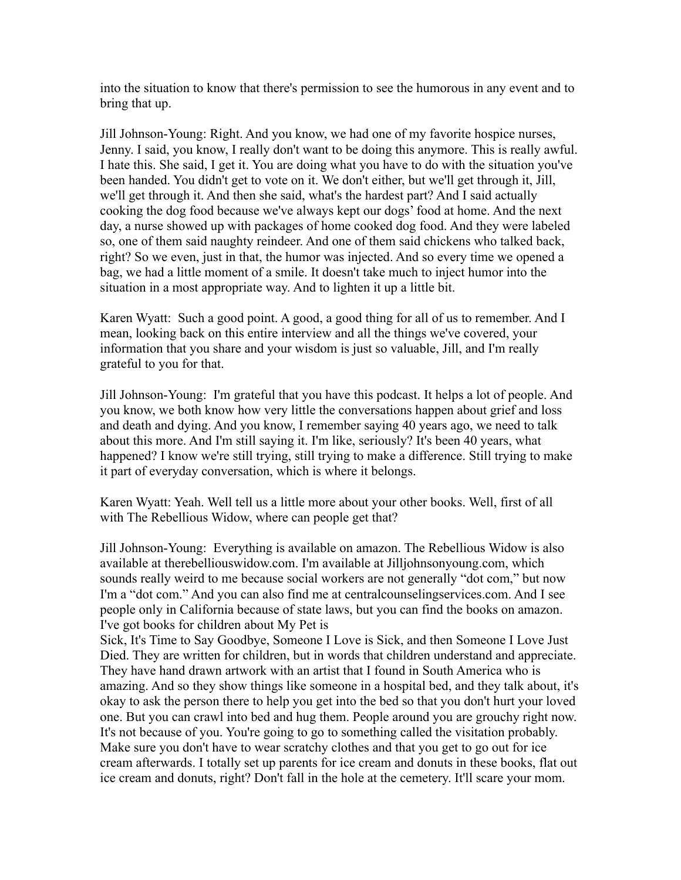into the situation to know that there's permission to see the humorous in any event and to bring that up.

Jill Johnson-Young: Right. And you know, we had one of my favorite hospice nurses, Jenny. I said, you know, I really don't want to be doing this anymore. This is really awful. I hate this. She said, I get it. You are doing what you have to do with the situation you've been handed. You didn't get to vote on it. We don't either, but we'll get through it, Jill, we'll get through it. And then she said, what's the hardest part? And I said actually cooking the dog food because we've always kept our dogs' food at home. And the next day, a nurse showed up with packages of home cooked dog food. And they were labeled so, one of them said naughty reindeer. And one of them said chickens who talked back, right? So we even, just in that, the humor was injected. And so every time we opened a bag, we had a little moment of a smile. It doesn't take much to inject humor into the situation in a most appropriate way. And to lighten it up a little bit.

Karen Wyatt: Such a good point. A good, a good thing for all of us to remember. And I mean, looking back on this entire interview and all the things we've covered, your information that you share and your wisdom is just so valuable, Jill, and I'm really grateful to you for that.

Jill Johnson-Young: I'm grateful that you have this podcast. It helps a lot of people. And you know, we both know how very little the conversations happen about grief and loss and death and dying. And you know, I remember saying 40 years ago, we need to talk about this more. And I'm still saying it. I'm like, seriously? It's been 40 years, what happened? I know we're still trying, still trying to make a difference. Still trying to make it part of everyday conversation, which is where it belongs.

Karen Wyatt: Yeah. Well tell us a little more about your other books. Well, first of all with The Rebellious Widow, where can people get that?

Jill Johnson-Young: Everything is available on amazon. The Rebellious Widow is also available at therebelliouswidow.com. I'm available at Jilljohnsonyoung.com, which sounds really weird to me because social workers are not generally "dot com," but now I'm a "dot com." And you can also find me at centralcounselingservices.com. And I see people only in California because of state laws, but you can find the books on amazon. I've got books for children about My Pet is Sick, It's Time to Say Goodbye, Someone I Love is Sick, and then Someone I Love Just Died. They are written for children, but in words that children understand and appreciate. They have hand drawn artwork with an artist that I found in South America who is amazing. And so they show things like someone in a hospital bed, and they talk about, it's okay to ask the person there to help you get into the bed so that you don't hurt your loved one. But you can crawl into bed and hug them. People around you are grouchy right now. It's not because of you. You're going to go to something called the visitation probably. Make sure you don't have to wear scratchy clothes and that you get to go out for ice cream afterwards. I totally set up parents for ice cream and donuts in these books, flat out ice cream and donuts, right? Don't fall in the hole at the cemetery. It'll scare your mom.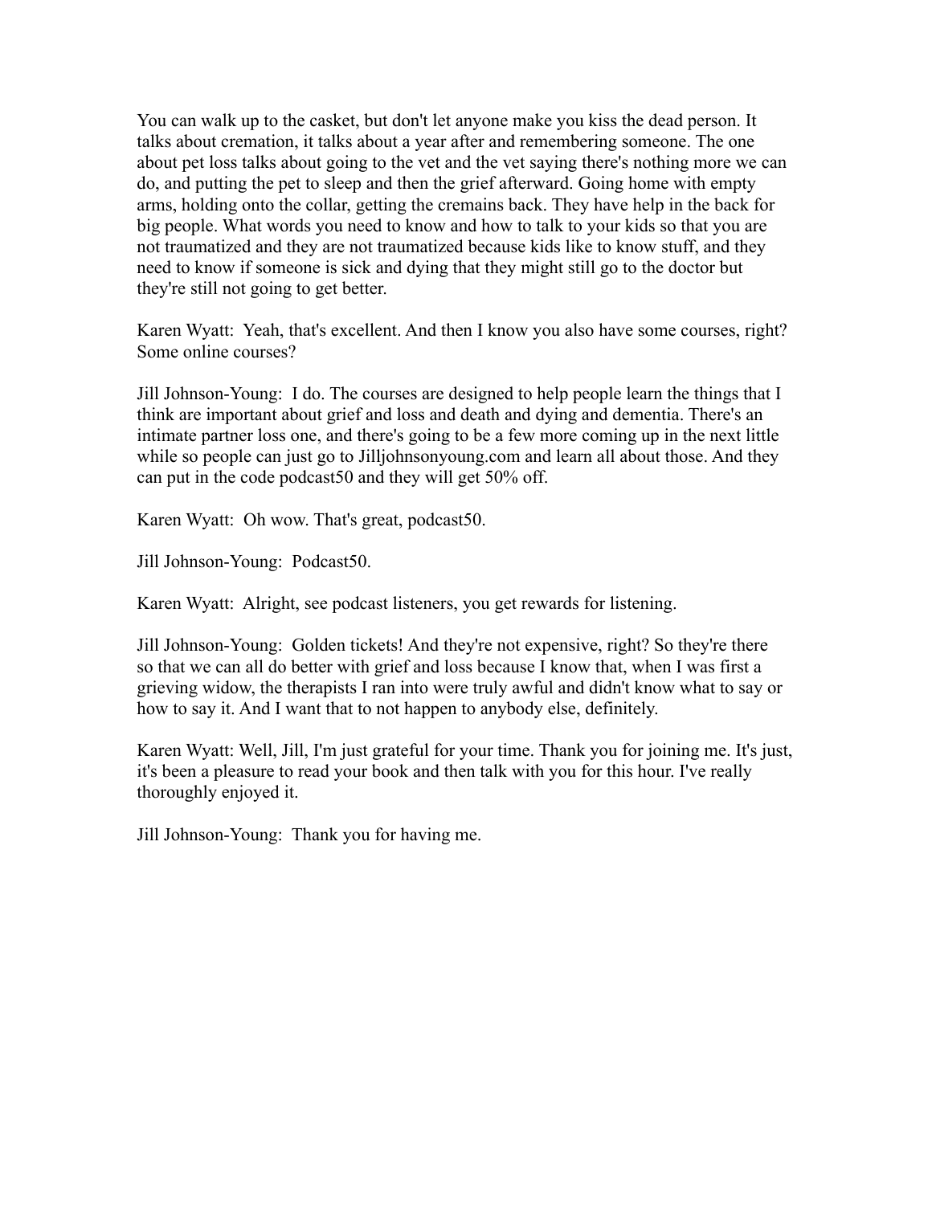You can walk up to the casket, but don't let anyone make you kiss the dead person. It talks about cremation, it talks about a year after and remembering someone. The one about pet loss talks about going to the vet and the vet saying there's nothing more we can do, and putting the pet to sleep and then the grief afterward. Going home with empty arms, holding onto the collar, getting the cremains back. They have help in the back for big people. What words you need to know and how to talk to your kids so that you are not traumatized and they are not traumatized because kids like to know stuff, and they need to know if someone is sick and dying that they might still go to the doctor but they're still not going to get better.

Karen Wyatt: Yeah, that's excellent. And then I know you also have some courses, right? Some online courses?

Jill Johnson-Young: I do. The courses are designed to help people learn the things that I think are important about grief and loss and death and dying and dementia. There's an intimate partner loss one, and there's going to be a few more coming up in the next little while so people can just go to Jilljohnsonyoung.com and learn all about those. And they can put in the code podcast50 and they will get 50% off.

Karen Wyatt: Oh wow. That's great, podcast50.

Jill Johnson-Young: Podcast50.

Karen Wyatt: Alright, see podcast listeners, you get rewards for listening.

Jill Johnson-Young: Golden tickets! And they're not expensive, right? So they're there so that we can all do better with grief and loss because I know that, when I was first a grieving widow, the therapists I ran into were truly awful and didn't know what to say or how to say it. And I want that to not happen to anybody else, definitely.

Karen Wyatt: Well, Jill, I'm just grateful for your time. Thank you for joining me. It's just, it's been a pleasure to read your book and then talk with you for this hour. I've really thoroughly enjoyed it.

Jill Johnson-Young: Thank you for having me.